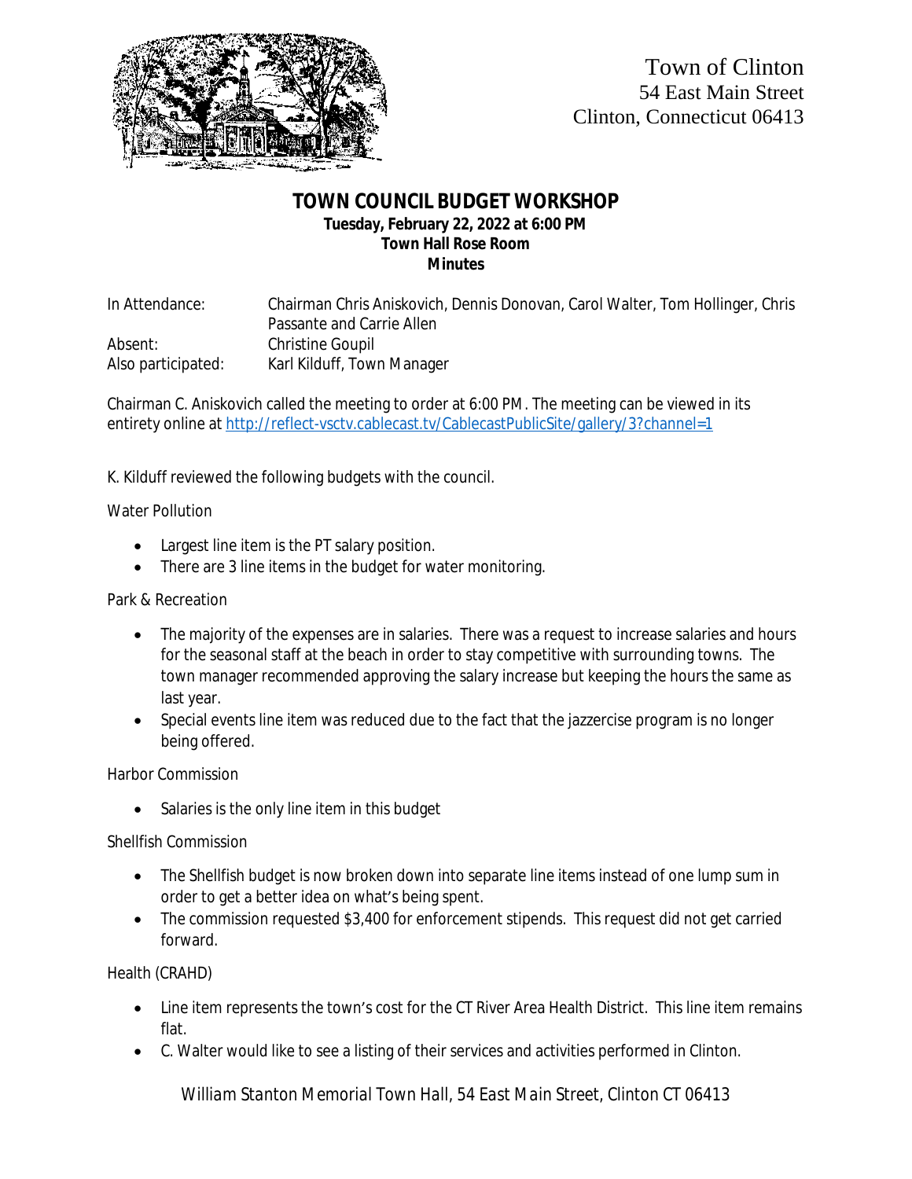Town of Clinton
54 East Main Street
Clinton, Connecticut 06413

# TOWN COUNCIL BUDGET WORKSHOP

**Tuesday, February 22, 2022 at 6:00 PM**
**Town Hall Rose Room**
**Minutes**

| | |
|---|---|
| In Attendance: | Chairman Chris Aniskovich, Dennis Donovan, Carol Walter, Tom Hollinger, Chris Passante and Carrie Allen |
| Absent: | Christine Goupil |
| Also participated: | Karl Kilduff, Town Manager |

Chairman C. Aniskovich called the meeting to order at 6:00 PM. The meeting can be viewed in its entirety online at http://reflect-vsctv.cablecast.tv/CablecastPublicSite/gallery/3?channel=1

K. Kilduff reviewed the following budgets with the council.

Water Pollution

- Largest line item is the PT salary position.
- There are 3 line items in the budget for water monitoring.

Park & Recreation

- The majority of the expenses are in salaries. There was a request to increase salaries and hours for the seasonal staff at the beach in order to stay competitive with surrounding towns. The town manager recommended approving the salary increase but keeping the hours the same as last year.
- Special events line item was reduced due to the fact that the jazzercise program is no longer being offered.

Harbor Commission

- Salaries is the only line item in this budget

Shellfish Commission

- The Shellfish budget is now broken down into separate line items instead of one lump sum in order to get a better idea on what's being spent.
- The commission requested $3,400 for enforcement stipends. This request did not get carried forward.

Health (CRAHD)

- Line item represents the town's cost for the CT River Area Health District. This line item remains flat.
- C. Walter would like to see a listing of their services and activities performed in Clinton.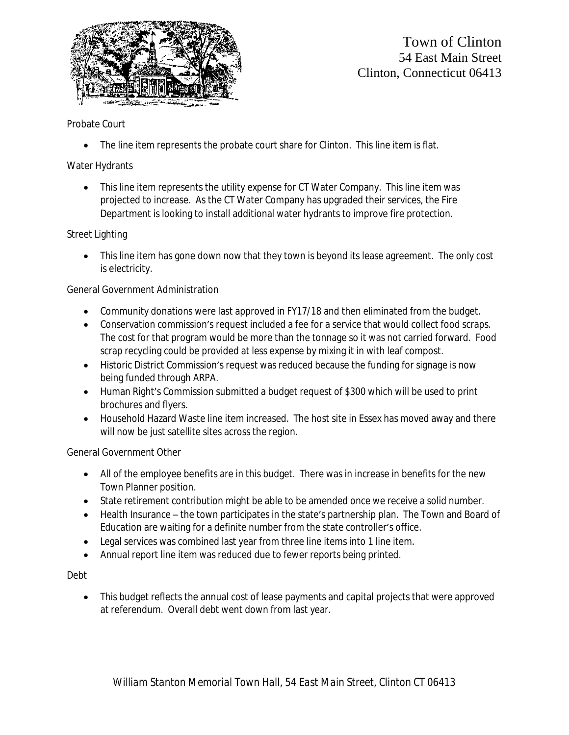Town of Clinton
54 East Main Street
Clinton, Connecticut 06413

Probate Court

- The line item represents the probate court share for Clinton. This line item is flat.

Water Hydrants

- This line item represents the utility expense for CT Water Company. This line item was projected to increase. As the CT Water Company has upgraded their services, the Fire Department is looking to install additional water hydrants to improve fire protection.

Street Lighting

- This line item has gone down now that they town is beyond its lease agreement. The only cost is electricity.

General Government Administration

- Community donations were last approved in FY17/18 and then eliminated from the budget.
- Conservation commission's request included a fee for a service that would collect food scraps. The cost for that program would be more than the tonnage so it was not carried forward. Food scrap recycling could be provided at less expense by mixing it in with leaf compost.
- Historic District Commission's request was reduced because the funding for signage is now being funded through ARPA.
- Human Right's Commission submitted a budget request of $300 which will be used to print brochures and flyers.
- Household Hazard Waste line item increased. The host site in Essex has moved away and there will now be just satellite sites across the region.

General Government Other

- All of the employee benefits are in this budget. There was in increase in benefits for the new Town Planner position.
- State retirement contribution might be able to be amended once we receive a solid number.
- Health Insurance – the town participates in the state's partnership plan. The Town and Board of Education are waiting for a definite number from the state controller's office.
- Legal services was combined last year from three line items into 1 line item.
- Annual report line item was reduced due to fewer reports being printed.

Debt

- This budget reflects the annual cost of lease payments and capital projects that were approved at referendum. Overall debt went down from last year.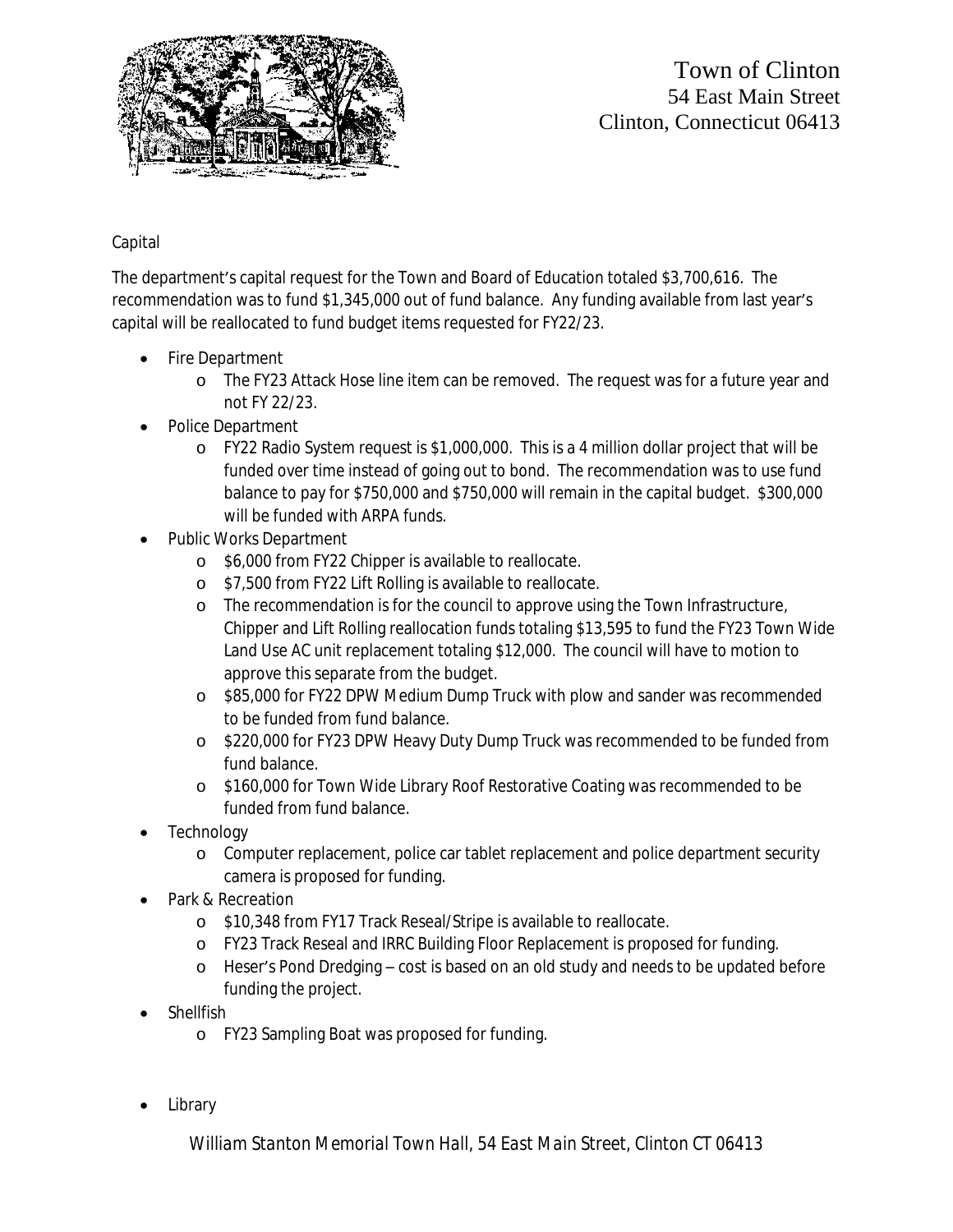Town of Clinton
54 East Main Street
Clinton, Connecticut 06413

Capital

The department's capital request for the Town and Board of Education totaled $3,700,616. The recommendation was to fund $1,345,000 out of fund balance. Any funding available from last year's capital will be reallocated to fund budget items requested for FY22/23.

- Fire Department
  - The FY23 Attack Hose line item can be removed. The request was for a future year and not FY 22/23.
- Police Department
  - FY22 Radio System request is $1,000,000. This is a 4 million dollar project that will be funded over time instead of going out to bond. The recommendation was to use fund balance to pay for $750,000 and $750,000 will remain in the capital budget. $300,000 will be funded with ARPA funds.
- Public Works Department
  - $6,000 from FY22 Chipper is available to reallocate.
  - $7,500 from FY22 Lift Rolling is available to reallocate.
  - The recommendation is for the council to approve using the Town Infrastructure, Chipper and Lift Rolling reallocation funds totaling $13,595 to fund the FY23 Town Wide Land Use AC unit replacement totaling $12,000. The council will have to motion to approve this separate from the budget.
  - $85,000 for FY22 DPW Medium Dump Truck with plow and sander was recommended to be funded from fund balance.
  - $220,000 for FY23 DPW Heavy Duty Dump Truck was recommended to be funded from fund balance.
  - $160,000 for Town Wide Library Roof Restorative Coating was recommended to be funded from fund balance.
- Technology
  - Computer replacement, police car tablet replacement and police department security camera is proposed for funding.
- Park & Recreation
  - $10,348 from FY17 Track Reseal/Stripe is available to reallocate.
  - FY23 Track Reseal and IRRC Building Floor Replacement is proposed for funding.
  - Heser's Pond Dredging – cost is based on an old study and needs to be updated before funding the project.
- Shellfish
  - FY23 Sampling Boat was proposed for funding.

- Library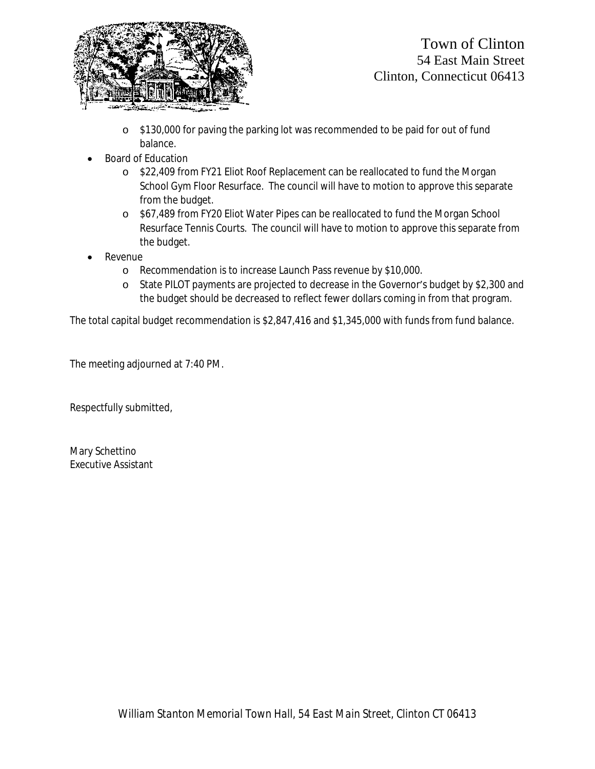Town of Clinton
54 East Main Street
Clinton, Connecticut 06413

- $130,000 for paving the parking lot was recommended to be paid for out of fund balance.
- Board of Education
  - $22,409 from FY21 Eliot Roof Replacement can be reallocated to fund the Morgan School Gym Floor Resurface. The council will have to motion to approve this separate from the budget.
  - $67,489 from FY20 Eliot Water Pipes can be reallocated to fund the Morgan School Resurface Tennis Courts. The council will have to motion to approve this separate from the budget.
- Revenue
  - Recommendation is to increase Launch Pass revenue by $10,000.
  - State PILOT payments are projected to decrease in the Governor's budget by $2,300 and the budget should be decreased to reflect fewer dollars coming in from that program.

The total capital budget recommendation is $2,847,416 and $1,345,000 with funds from fund balance.

The meeting adjourned at 7:40 PM.

Respectfully submitted,

Mary Schettino
Executive Assistant